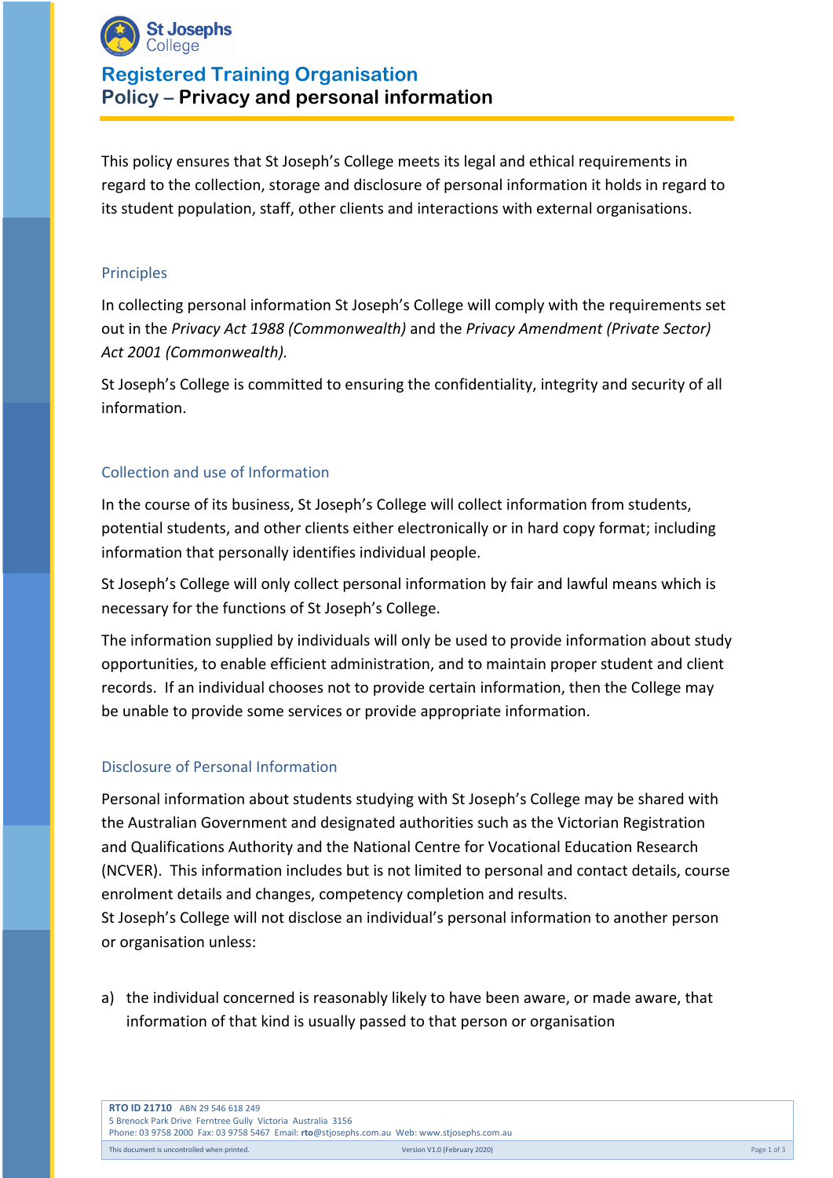# Registered Training Organisation

## Policy – Privacy and personal information

This policy ensures that St Joseph's College meets its legal and ethical requirements in regard to the collection, storage and disclosure of personal information it holds in regard to its student population, staff, other clients and interactions with external organisations.

### Principles

In collecting personal information St Joseph's College will comply with the requirements set out in the *Privacy Act 1988 (Commonwealth)* and the *Privacy Amendment (Private Sector) Act 2001 (Commonwealth).*

St Joseph's College is committed to ensuring the confidentiality, integrity and security of all information.

### Collection and use of Information

In the course of its business, St Joseph's College will collect information from students, potential students, and other clients either electronically or in hard copy format; including information that personally identifies individual people.

St Joseph's College will only collect personal information by fair and lawful means which is necessary for the functions of St Joseph's College.

The information supplied by individuals will only be used to provide information about study opportunities, to enable efficient administration, and to maintain proper student and client records. If an individual chooses not to provide certain information, then the College may be unable to provide some services or provide appropriate information.

### Disclosure of Personal Information

Personal information about students studying with St Joseph's College may be shared with the Australian Government and designated authorities such as the Victorian Registration and Qualifications Authority and the National Centre for Vocational Education Research (NCVER). This information includes but is not limited to personal and contact details, course enrolment details and changes, competency completion and results.
St Joseph's College will not disclose an individual's personal information to another person or organisation unless:

a) the individual concerned is reasonably likely to have been aware, or made aware, that information of that kind is usually passed to that person or organisation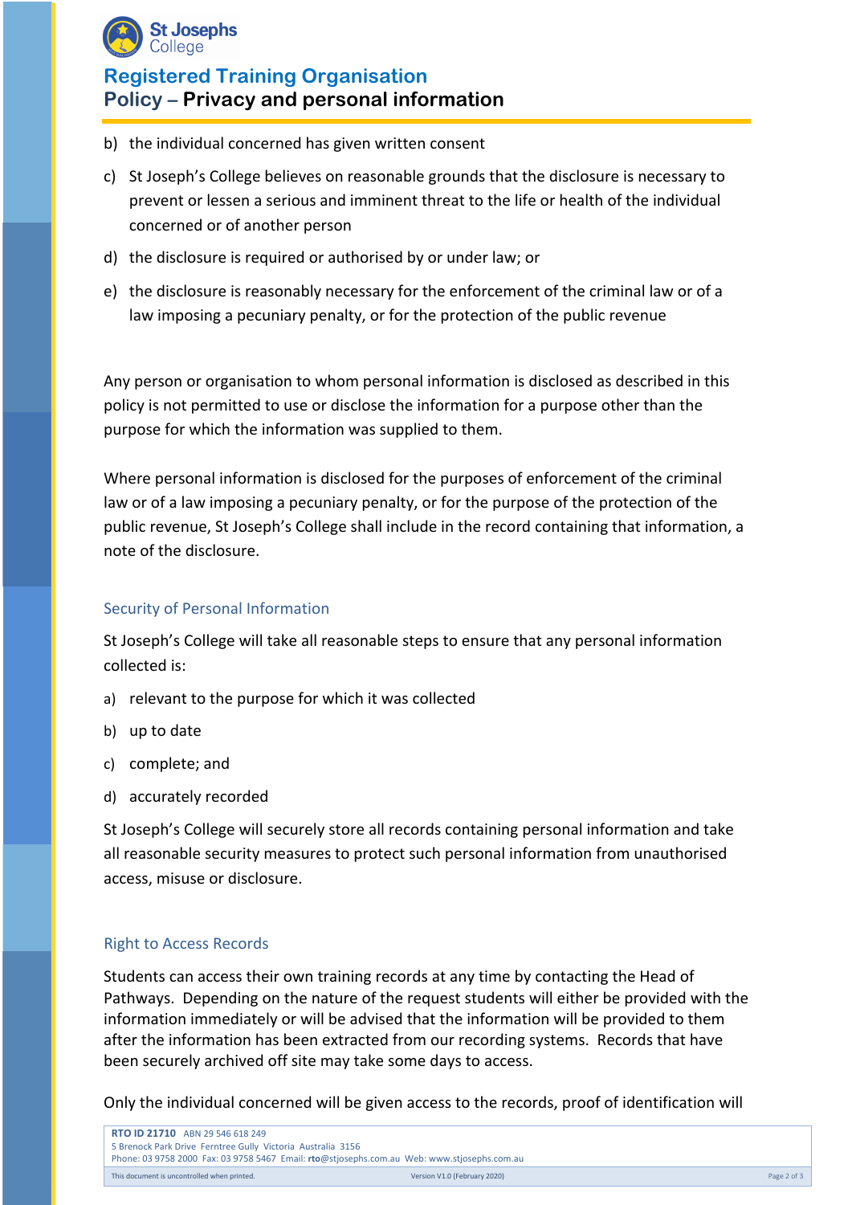b) the individual concerned has given written consent

c) St Joseph's College believes on reasonable grounds that the disclosure is necessary to prevent or lessen a serious and imminent threat to the life or health of the individual concerned or of another person

d) the disclosure is required or authorised by or under law; or

e) the disclosure is reasonably necessary for the enforcement of the criminal law or of a law imposing a pecuniary penalty, or for the protection of the public revenue

Any person or organisation to whom personal information is disclosed as described in this policy is not permitted to use or disclose the information for a purpose other than the purpose for which the information was supplied to them.

Where personal information is disclosed for the purposes of enforcement of the criminal law or of a law imposing a pecuniary penalty, or for the purpose of the protection of the public revenue, St Joseph's College shall include in the record containing that information, a note of the disclosure.

## Security of Personal Information

St Joseph's College will take all reasonable steps to ensure that any personal information collected is:

a) relevant to the purpose for which it was collected

b) up to date

c) complete; and

d) accurately recorded

St Joseph's College will securely store all records containing personal information and take all reasonable security measures to protect such personal information from unauthorised access, misuse or disclosure.

## Right to Access Records

Students can access their own training records at any time by contacting the Head of Pathways. Depending on the nature of the request students will either be provided with the information immediately or will be advised that the information will be provided to them after the information has been extracted from our recording systems. Records that have been securely archived off site may take some days to access.

Only the individual concerned will be given access to the records, proof of identification will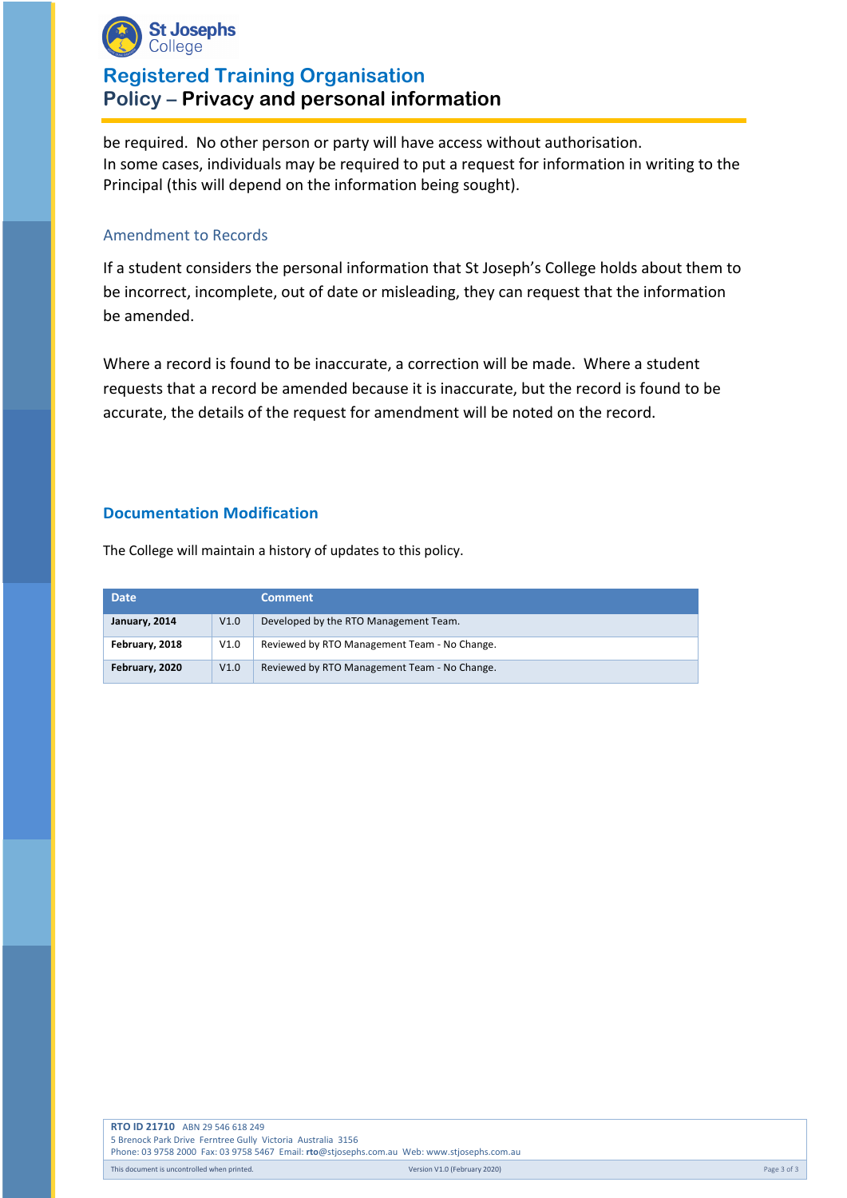be required. No other person or party will have access without authorisation.
In some cases, individuals may be required to put a request for information in writing to the Principal (this will depend on the information being sought).

### Amendment to Records

If a student considers the personal information that St Joseph's College holds about them to be incorrect, incomplete, out of date or misleading, they can request that the information be amended.

Where a record is found to be inaccurate, a correction will be made. Where a student requests that a record be amended because it is inaccurate, but the record is found to be accurate, the details of the request for amendment will be noted on the record.

## Documentation Modification

The College will maintain a history of updates to this policy.

| Date | | Comment |
|---|---|---|
| **January, 2014** | V1.0 | Developed by the RTO Management Team. |
| **February, 2018** | V1.0 | Reviewed by RTO Management Team - No Change. |
| **February, 2020** | V1.0 | Reviewed by RTO Management Team - No Change. |